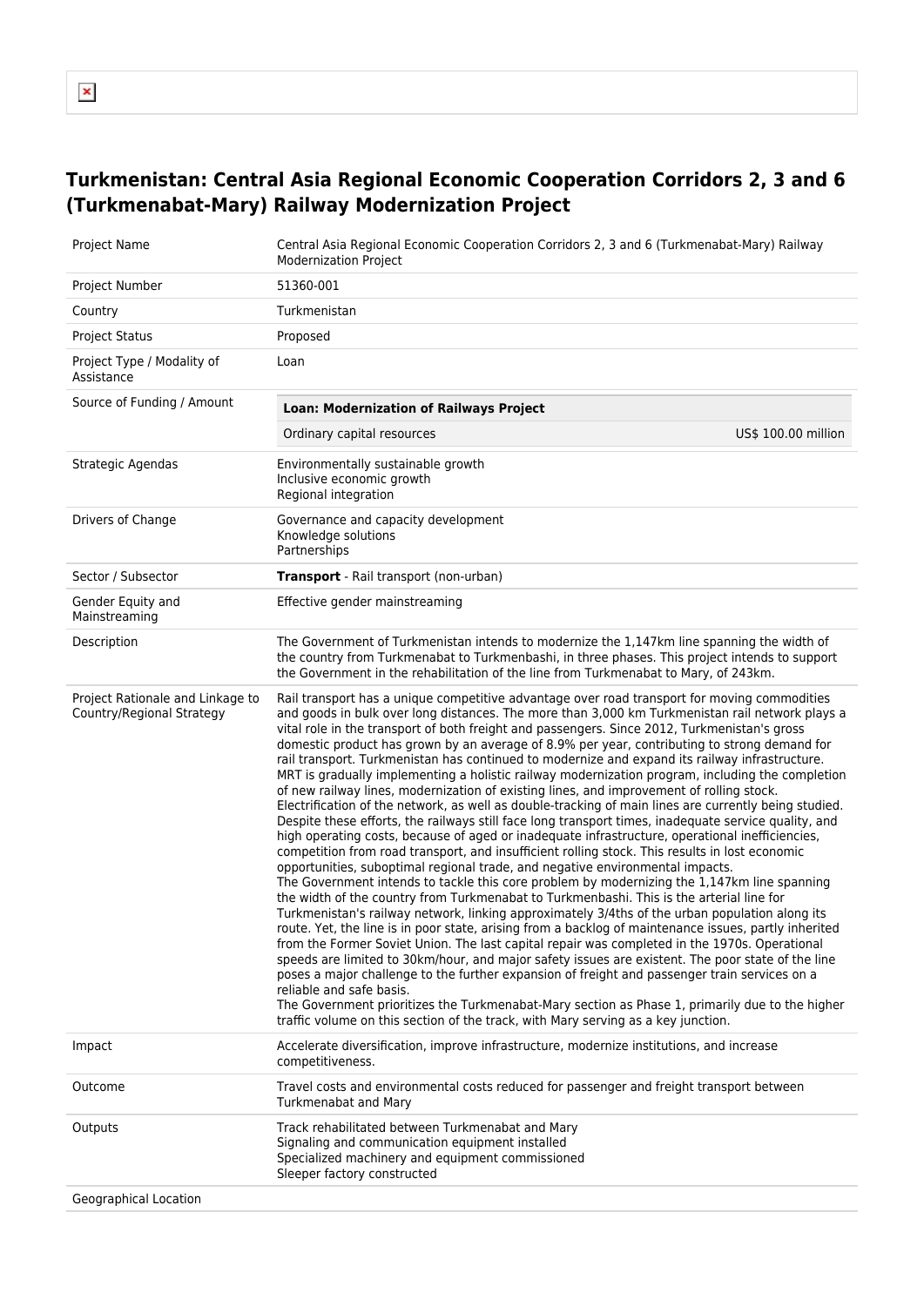# Turkmenistan: Central Asia Regional Economic Cooperation Corridors 2, 3 and 6 (Turkmenabat-Mary) Railway Modernization Project

| | |
|---|---|
| Project Name | Central Asia Regional Economic Cooperation Corridors 2, 3 and 6 (Turkmenabat-Mary) Railway Modernization Project |
| Project Number | 51360-001 |
| Country | Turkmenistan |
| Project Status | Proposed |
| Project Type / Modality of Assistance | Loan |
| Source of Funding / Amount | **Loan: Modernization of Railways Project**<br>Ordinary capital resources — US$ 100.00 million |
| Strategic Agendas | Environmentally sustainable growth<br>Inclusive economic growth<br>Regional integration |
| Drivers of Change | Governance and capacity development<br>Knowledge solutions<br>Partnerships |
| Sector / Subsector | **Transport** - Rail transport (non-urban) |
| Gender Equity and Mainstreaming | Effective gender mainstreaming |
| Description | The Government of Turkmenistan intends to modernize the 1,147km line spanning the width of the country from Turkmenabat to Turkmenbashi, in three phases. This project intends to support the Government in the rehabilitation of the line from Turkmenabat to Mary, of 243km. |
| Project Rationale and Linkage to Country/Regional Strategy | Rail transport has a unique competitive advantage over road transport for moving commodities and goods in bulk over long distances. The more than 3,000 km Turkmenistan rail network plays a vital role in the transport of both freight and passengers. Since 2012, Turkmenistan's gross domestic product has grown by an average of 8.9% per year, contributing to strong demand for rail transport. Turkmenistan has continued to modernize and expand its railway infrastructure. MRT is gradually implementing a holistic railway modernization program, including the completion of new railway lines, modernization of existing lines, and improvement of rolling stock. Electrification of the network, as well as double-tracking of main lines are currently being studied. Despite these efforts, the railways still face long transport times, inadequate service quality, and high operating costs, because of aged or inadequate infrastructure, operational inefficiencies, competition from road transport, and insufficient rolling stock. This results in lost economic opportunities, suboptimal regional trade, and negative environmental impacts.<br>The Government intends to tackle this core problem by modernizing the 1,147km line spanning the width of the country from Turkmenabat to Turkmenbashi. This is the arterial line for Turkmenistan's railway network, linking approximately 3/4ths of the urban population along its route. Yet, the line is in poor state, arising from a backlog of maintenance issues, partly inherited from the Former Soviet Union. The last capital repair was completed in the 1970s. Operational speeds are limited to 30km/hour, and major safety issues are existent. The poor state of the line poses a major challenge to the further expansion of freight and passenger train services on a reliable and safe basis.<br>The Government prioritizes the Turkmenabat-Mary section as Phase 1, primarily due to the higher traffic volume on this section of the track, with Mary serving as a key junction. |
| Impact | Accelerate diversification, improve infrastructure, modernize institutions, and increase competitiveness. |
| Outcome | Travel costs and environmental costs reduced for passenger and freight transport between Turkmenabat and Mary |
| Outputs | Track rehabilitated between Turkmenabat and Mary<br>Signaling and communication equipment installed<br>Specialized machinery and equipment commissioned<br>Sleeper factory constructed |
| Geographical Location | |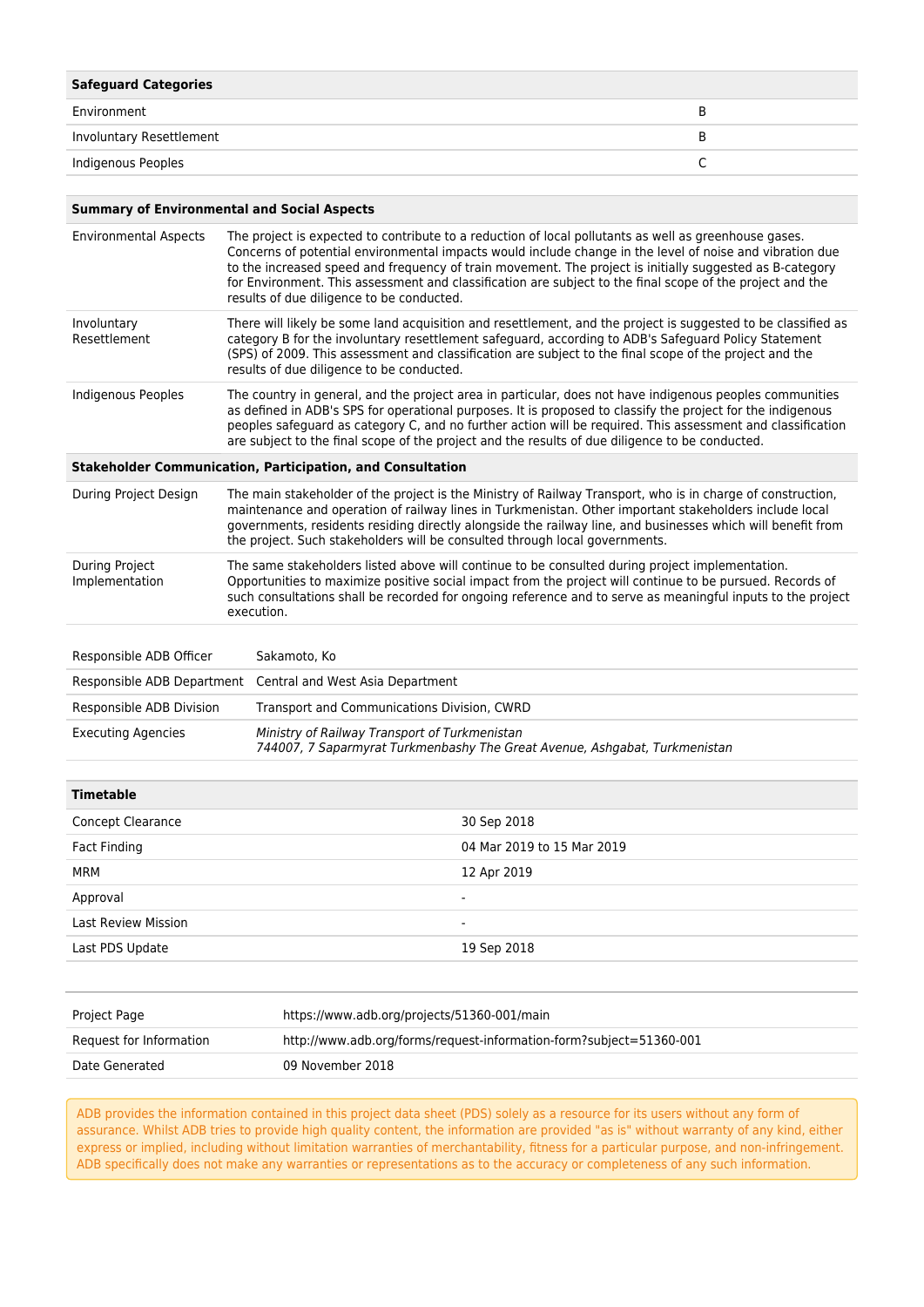| Safeguard Categories | |
|---|---|
| Environment | B |
| Involuntary Resettlement | B |
| Indigenous Peoples | C |

| Summary of Environmental and Social Aspects | |
|---|---|
| Environmental Aspects | The project is expected to contribute to a reduction of local pollutants as well as greenhouse gases. Concerns of potential environmental impacts would include change in the level of noise and vibration due to the increased speed and frequency of train movement. The project is initially suggested as B-category for Environment. This assessment and classification are subject to the final scope of the project and the results of due diligence to be conducted. |
| Involuntary Resettlement | There will likely be some land acquisition and resettlement, and the project is suggested to be classified as category B for the involuntary resettlement safeguard, according to ADB's Safeguard Policy Statement (SPS) of 2009. This assessment and classification are subject to the final scope of the project and the results of due diligence to be conducted. |
| Indigenous Peoples | The country in general, and the project area in particular, does not have indigenous peoples communities as defined in ADB's SPS for operational purposes. It is proposed to classify the project for the indigenous peoples safeguard as category C, and no further action will be required. This assessment and classification are subject to the final scope of the project and the results of due diligence to be conducted. |
| **Stakeholder Communication, Participation, and Consultation** | |
| During Project Design | The main stakeholder of the project is the Ministry of Railway Transport, who is in charge of construction, maintenance and operation of railway lines in Turkmenistan. Other important stakeholders include local governments, residents residing directly alongside the railway line, and businesses which will benefit from the project. Such stakeholders will be consulted through local governments. |
| During Project Implementation | The same stakeholders listed above will continue to be consulted during project implementation. Opportunities to maximize positive social impact from the project will continue to be pursued. Records of such consultations shall be recorded for ongoing reference and to serve as meaningful inputs to the project execution. |

| | |
|---|---|
| Responsible ADB Officer | Sakamoto, Ko |
| Responsible ADB Department | Central and West Asia Department |
| Responsible ADB Division | Transport and Communications Division, CWRD |
| Executing Agencies | *Ministry of Railway Transport of Turkmenistan*<br>*744007, 7 Saparmyrat Turkmenbashy The Great Avenue, Ashgabat, Turkmenistan* |

| Timetable | |
|---|---|
| Concept Clearance | 30 Sep 2018 |
| Fact Finding | 04 Mar 2019 to 15 Mar 2019 |
| MRM | 12 Apr 2019 |
| Approval | - |
| Last Review Mission | - |
| Last PDS Update | 19 Sep 2018 |

| | |
|---|---|
| Project Page | https://www.adb.org/projects/51360-001/main |
| Request for Information | http://www.adb.org/forms/request-information-form?subject=51360-001 |
| Date Generated | 09 November 2018 |

ADB provides the information contained in this project data sheet (PDS) solely as a resource for its users without any form of assurance. Whilst ADB tries to provide high quality content, the information are provided "as is" without warranty of any kind, either express or implied, including without limitation warranties of merchantability, fitness for a particular purpose, and non-infringement. ADB specifically does not make any warranties or representations as to the accuracy or completeness of any such information.